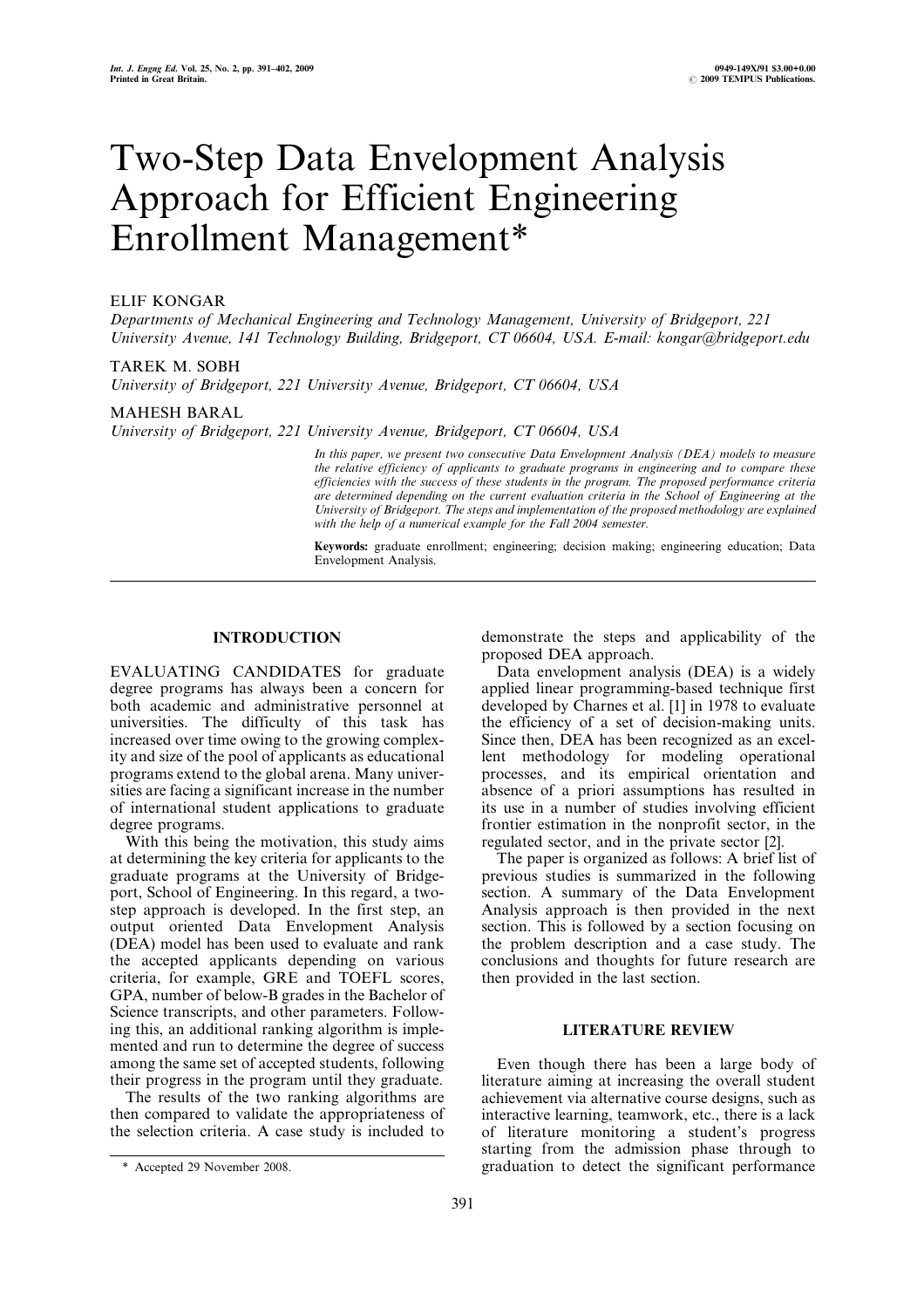# Two-Step Data Envelopment Analysis Approach for Efficient Engineering Enrollment Management*

ELIF KONGAR

*Departments of Mechanical Engineering and Technology Management, University of Bridgeport, 221 University Avenue, 141 Technology Building, Bridgeport, CT 06604, USA. E-mail: kongar@bridgeport.edu*

TAREK M. SOBH

*University of Bridgeport, 221 University Avenue, Bridgeport, CT 06604, USA*

MAHESH BARAL

*University of Bridgeport, 221 University Avenue, Bridgeport, CT 06604, USA*

*In this paper, we present two consecutive Data Envelopment Analysis (DEA) models to measure the relative efficiency of applicants to graduate programs in engineering and to compare these efficiencies with the success of these students in the program. The proposed performance criteria are determined depending on the current evaluation criteria in the School of Engineering at the University of Bridgeport. The steps and implementation of the proposed methodology are explained with the help of a numerical example for the Fall 2004 semester.*

**Keywords:** graduate enrollment; engineering; decision making; engineering education; Data Envelopment Analysis.

## INTRODUCTION

EVALUATING CANDIDATES for graduate degree programs has always been a concern for both academic and administrative personnel at universities. The difficulty of this task has increased over time owing to the growing complexity and size of the pool of applicants as educational programs extend to the global arena. Many universities are facing a significant increase in the number of international student applications to graduate degree programs.

With this being the motivation, this study aims at determining the key criteria for applicants to the graduate programs at the University of Bridgeport, School of Engineering. In this regard, a two-step approach is developed. In the first step, an output oriented Data Envelopment Analysis (DEA) model has been used to evaluate and rank the accepted applicants depending on various criteria, for example, GRE and TOEFL scores, GPA, number of below-B grades in the Bachelor of Science transcripts, and other parameters. Following this, an additional ranking algorithm is implemented and run to determine the degree of success among the same set of accepted students, following their progress in the program until they graduate.

The results of the two ranking algorithms are then compared to validate the appropriateness of the selection criteria. A case study is included to demonstrate the steps and applicability of the proposed DEA approach.

Data envelopment analysis (DEA) is a widely applied linear programming-based technique first developed by Charnes et al. [1] in 1978 to evaluate the efficiency of a set of decision-making units. Since then, DEA has been recognized as an excellent methodology for modeling operational processes, and its empirical orientation and absence of a priori assumptions has resulted in its use in a number of studies involving efficient frontier estimation in the nonprofit sector, in the regulated sector, and in the private sector [2].

The paper is organized as follows: A brief list of previous studies is summarized in the following section. A summary of the Data Envelopment Analysis approach is then provided in the next section. This is followed by a section focusing on the problem description and a case study. The conclusions and thoughts for future research are then provided in the last section.

## LITERATURE REVIEW

Even though there has been a large body of literature aiming at increasing the overall student achievement via alternative course designs, such as interactive learning, teamwork, etc., there is a lack of literature monitoring a student's progress starting from the admission phase through to graduation to detect the significant performance

* Accepted 29 November 2008.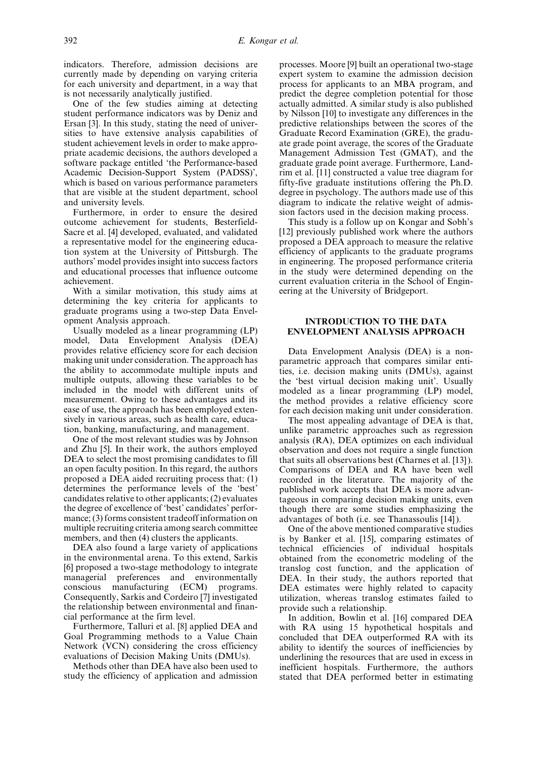indicators. Therefore, admission decisions are currently made by depending on varying criteria for each university and department, in a way that is not necessarily analytically justified.

One of the few studies aiming at detecting student performance indicators was by Deniz and Ersan [3]. In this study, stating the need of universities to have extensive analysis capabilities of student achievement levels in order to make appropriate academic decisions, the authors developed a software package entitled 'the Performance-based Academic Decision-Support System (PADSS)', which is based on various performance parameters that are visible at the student department, school and university levels.

Furthermore, in order to ensure the desired outcome achievement for students, Besterfield-Sacre et al. [4] developed, evaluated, and validated a representative model for the engineering education system at the University of Pittsburgh. The authors' model provides insight into success factors and educational processes that influence outcome achievement.

With a similar motivation, this study aims at determining the key criteria for applicants to graduate programs using a two-step Data Envelopment Analysis approach.

Usually modeled as a linear programming (LP) model, Data Envelopment Analysis (DEA) provides relative efficiency score for each decision making unit under consideration. The approach has the ability to accommodate multiple inputs and multiple outputs, allowing these variables to be included in the model with different units of measurement. Owing to these advantages and its ease of use, the approach has been employed extensively in various areas, such as health care, education, banking, manufacturing, and management.

One of the most relevant studies was by Johnson and Zhu [5]. In their work, the authors employed DEA to select the most promising candidates to fill an open faculty position. In this regard, the authors proposed a DEA aided recruiting process that: (1) determines the performance levels of the 'best' candidates relative to other applicants; (2) evaluates the degree of excellence of 'best' candidates' performance; (3) forms consistent tradeoff information on multiple recruiting criteria among search committee members, and then (4) clusters the applicants.

DEA also found a large variety of applications in the environmental arena. To this extend, Sarkis [6] proposed a two-stage methodology to integrate managerial preferences and environmentally conscious manufacturing (ECM) programs. Consequently, Sarkis and Cordeiro [7] investigated the relationship between environmental and financial performance at the firm level.

Furthermore, Talluri et al. [8] applied DEA and Goal Programming methods to a Value Chain Network (VCN) considering the cross efficiency evaluations of Decision Making Units (DMUs).

Methods other than DEA have also been used to study the efficiency of application and admission processes. Moore [9] built an operational two-stage expert system to examine the admission decision process for applicants to an MBA program, and predict the degree completion potential for those actually admitted. A similar study is also published by Nilsson [10] to investigate any differences in the predictive relationships between the scores of the Graduate Record Examination (GRE), the graduate grade point average, the scores of the Graduate Management Admission Test (GMAT), and the graduate grade point average. Furthermore, Landrim et al. [11] constructed a value tree diagram for fifty-five graduate institutions offering the Ph.D. degree in psychology. The authors made use of this diagram to indicate the relative weight of admission factors used in the decision making process.

This study is a follow up on Kongar and Sobh's [12] previously published work where the authors proposed a DEA approach to measure the relative efficiency of applicants to the graduate programs in engineering. The proposed performance criteria in the study were determined depending on the current evaluation criteria in the School of Engineering at the University of Bridgeport.

## INTRODUCTION TO THE DATA ENVELOPMENT ANALYSIS APPROACH

Data Envelopment Analysis (DEA) is a non-parametric approach that compares similar entities, i.e. decision making units (DMUs), against the 'best virtual decision making unit'. Usually modeled as a linear programming (LP) model, the method provides a relative efficiency score for each decision making unit under consideration.

The most appealing advantage of DEA is that, unlike parametric approaches such as regression analysis (RA), DEA optimizes on each individual observation and does not require a single function that suits all observations best (Charnes et al. [13]). Comparisons of DEA and RA have been well recorded in the literature. The majority of the published work accepts that DEA is more advantageous in comparing decision making units, even though there are some studies emphasizing the advantages of both (i.e. see Thanassoulis [14]).

One of the above mentioned comparative studies is by Banker et al. [15], comparing estimates of technical efficiencies of individual hospitals obtained from the econometric modeling of the translog cost function, and the application of DEA. In their study, the authors reported that DEA estimates were highly related to capacity utilization, whereas translog estimates failed to provide such a relationship.

In addition, Bowlin et al. [16] compared DEA with RA using 15 hypothetical hospitals and concluded that DEA outperformed RA with its ability to identify the sources of inefficiencies by underlining the resources that are used in excess in inefficient hospitals. Furthermore, the authors stated that DEA performed better in estimating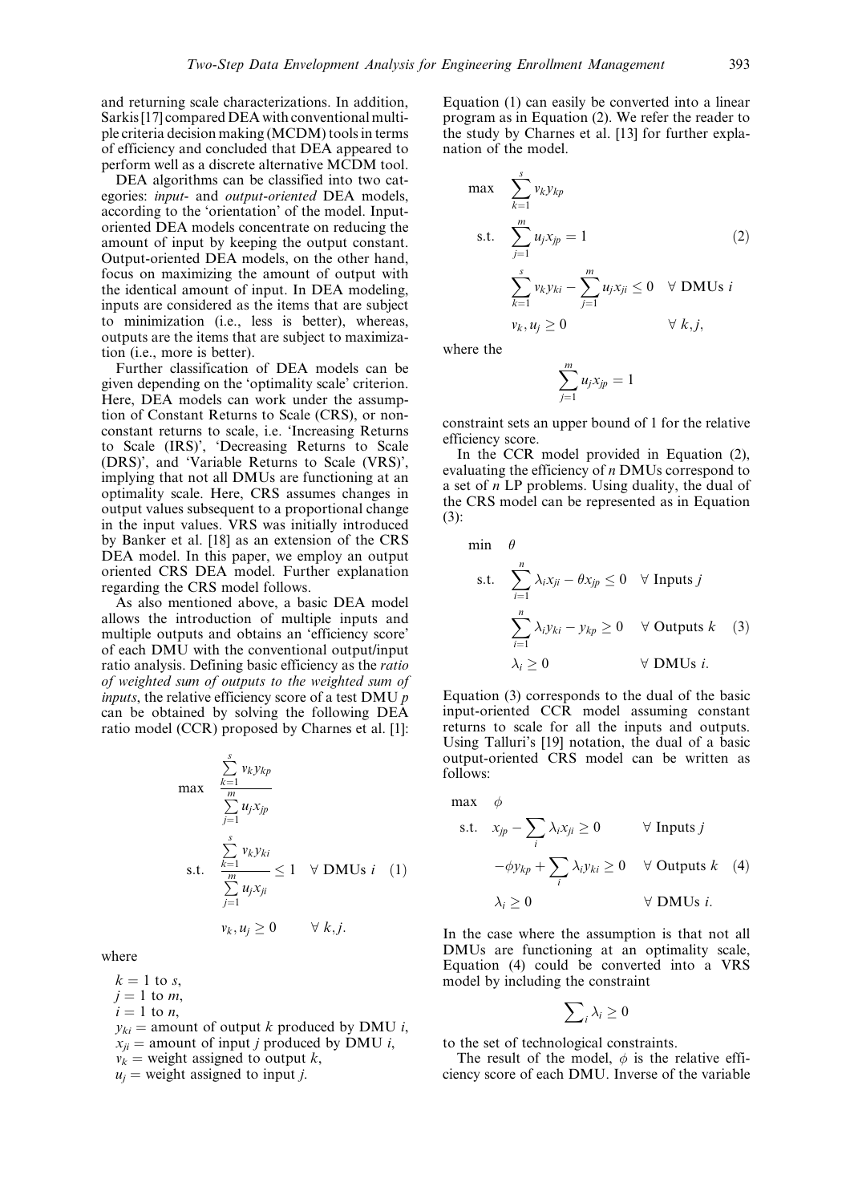and returning scale characterizations. In addition, Sarkis [17] compared DEA with conventional multiple criteria decision making (MCDM) tools in terms of efficiency and concluded that DEA appeared to perform well as a discrete alternative MCDM tool.

DEA algorithms can be classified into two categories: *input*- and *output-oriented* DEA models, according to the 'orientation' of the model. Input-oriented DEA models concentrate on reducing the amount of input by keeping the output constant. Output-oriented DEA models, on the other hand, focus on maximizing the amount of output with the identical amount of input. In DEA modeling, inputs are considered as the items that are subject to minimization (i.e., less is better), whereas, outputs are the items that are subject to maximization (i.e., more is better).

Further classification of DEA models can be given depending on the 'optimality scale' criterion. Here, DEA models can work under the assumption of Constant Returns to Scale (CRS), or non-constant returns to scale, i.e. 'Increasing Returns to Scale (IRS)', 'Decreasing Returns to Scale (DRS)', and 'Variable Returns to Scale (VRS)', implying that not all DMUs are functioning at an optimality scale. Here, CRS assumes changes in output values subsequent to a proportional change in the input values. VRS was initially introduced by Banker et al. [18] as an extension of the CRS DEA model. In this paper, we employ an output oriented CRS DEA model. Further explanation regarding the CRS model follows.

As also mentioned above, a basic DEA model allows the introduction of multiple inputs and multiple outputs and obtains an 'efficiency score' of each DMU with the conventional output/input ratio analysis. Defining basic efficiency as the *ratio of weighted sum of outputs to the weighted sum of inputs*, the relative efficiency score of a test DMU $p$ can be obtained by solving the following DEA ratio model (CCR) proposed by Charnes et al. [1]:

$$
\begin{aligned}
\max \quad & \frac{\sum_{k=1}^{s} v_k y_{kp}}{\sum_{j=1}^{m} u_j x_{jp}} \\
\text{s.t.} \quad & \frac{\sum_{k=1}^{s} v_k y_{ki}}{\sum_{j=1}^{m} u_j x_{ji}} \le 1 \quad \forall \text{ DMUs } i \qquad (1) \\
& v_k, u_j \ge 0 \qquad \forall\, k, j.
\end{aligned}
$$

where

$k = 1$ to $s$,
$j = 1$ to $m$,
$i = 1$ to $n$,
$y_{ki}$ = amount of output $k$ produced by DMU $i$,
$x_{ji}$ = amount of input $j$ produced by DMU $i$,
$v_k$ = weight assigned to output $k$,
$u_j$ = weight assigned to input $j$.

Equation (1) can easily be converted into a linear program as in Equation (2). We refer the reader to the study by Charnes et al. [13] for further explanation of the model.

$$
\begin{aligned}
\max \quad & \sum_{k=1}^{s} v_k y_{kp} \\
\text{s.t.} \quad & \sum_{j=1}^{m} u_j x_{jp} = 1 \qquad (2) \\
& \sum_{k=1}^{s} v_k y_{ki} - \sum_{j=1}^{m} u_j x_{ji} \le 0 \quad \forall \text{ DMUs } i \\
& v_k, u_j \ge 0 \qquad \forall\, k, j,
\end{aligned}
$$

where the

$$\sum_{j=1}^{m} u_j x_{jp} = 1$$

constraint sets an upper bound of 1 for the relative efficiency score.

In the CCR model provided in Equation (2), evaluating the efficiency of $n$ DMUs correspond to a set of $n$ LP problems. Using duality, the dual of the CRS model can be represented as in Equation (3):

$$
\begin{aligned}
\min \quad & \theta \\
\text{s.t.} \quad & \sum_{i=1}^{n} \lambda_i x_{ji} - \theta x_{jp} \le 0 \quad \forall \text{ Inputs } j \\
& \sum_{i=1}^{n} \lambda_i y_{ki} - y_{kp} \ge 0 \quad \forall \text{ Outputs } k \qquad (3) \\
& \lambda_i \ge 0 \qquad \forall \text{ DMUs } i.
\end{aligned}
$$

Equation (3) corresponds to the dual of the basic input-oriented CCR model assuming constant returns to scale for all the inputs and outputs. Using Talluri's [19] notation, the dual of a basic output-oriented CRS model can be written as follows:

$$
\begin{aligned}
\max \quad & \phi \\
\text{s.t.} \quad & x_{jp} - \sum_i \lambda_i x_{ji} \ge 0 \qquad \forall \text{ Inputs } j \\
& -\phi y_{kp} + \sum_i \lambda_i y_{ki} \ge 0 \quad \forall \text{ Outputs } k \qquad (4) \\
& \lambda_i \ge 0 \qquad \forall \text{ DMUs } i.
\end{aligned}
$$

In the case where the assumption is that not all DMUs are functioning at an optimality scale, Equation (4) could be converted into a VRS model by including the constraint

$$\sum_i \lambda_i \ge 0$$

to the set of technological constraints.

The result of the model, $\phi$ is the relative efficiency score of each DMU. Inverse of the variable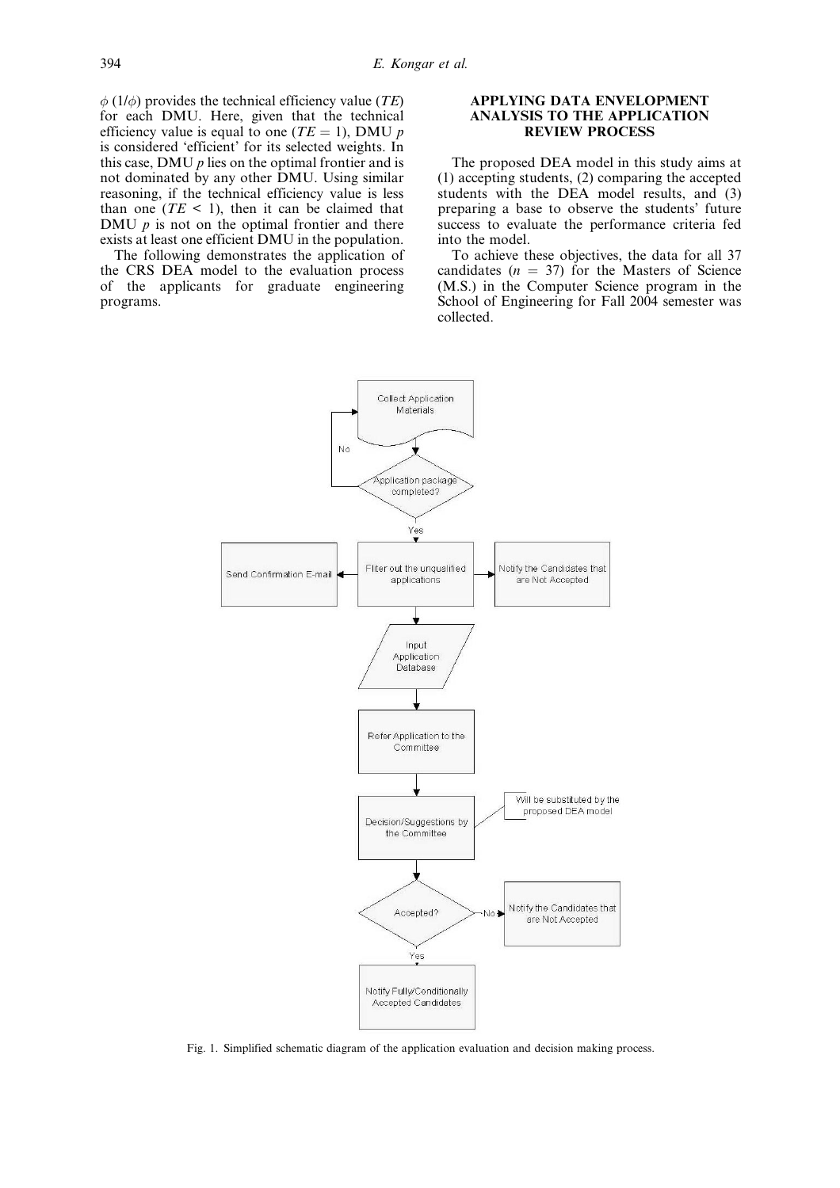$\phi$ ($1/\phi$) provides the technical efficiency value ($TE$) for each DMU. Here, given that the technical efficiency value is equal to one ($TE = 1$), DMU $p$ is considered 'efficient' for its selected weights. In this case, DMU $p$ lies on the optimal frontier and is not dominated by any other DMU. Using similar reasoning, if the technical efficiency value is less than one ($TE < 1$), then it can be claimed that DMU $p$ is not on the optimal frontier and there exists at least one efficient DMU in the population.

The following demonstrates the application of the CRS DEA model to the evaluation process of the applicants for graduate engineering programs.

## APPLYING DATA ENVELOPMENT ANALYSIS TO THE APPLICATION REVIEW PROCESS

The proposed DEA model in this study aims at (1) accepting students, (2) comparing the accepted students with the DEA model results, and (3) preparing a base to observe the students' future success to evaluate the performance criteria fed into the model.

To achieve these objectives, the data for all 37 candidates ($n = 37$) for the Masters of Science (M.S.) in the Computer Science program in the School of Engineering for Fall 2004 semester was collected.

Collect Application Materials → Application package completed? (No → Collect Application Materials; Yes →) Filter out the unqualified applications (→ Send Confirmation E-mail; → Notify the Candidates that are Not Accepted) → Input Application Database → Refer Application to the Committee → Decision/Suggestions by the Committee (Will be substituted by the proposed DEA model) → Accepted? (No → Notify the Candidates that are Not Accepted; Yes → Notify Fully/Conditionally Accepted Candidates)

Fig. 1. Simplified schematic diagram of the application evaluation and decision making process.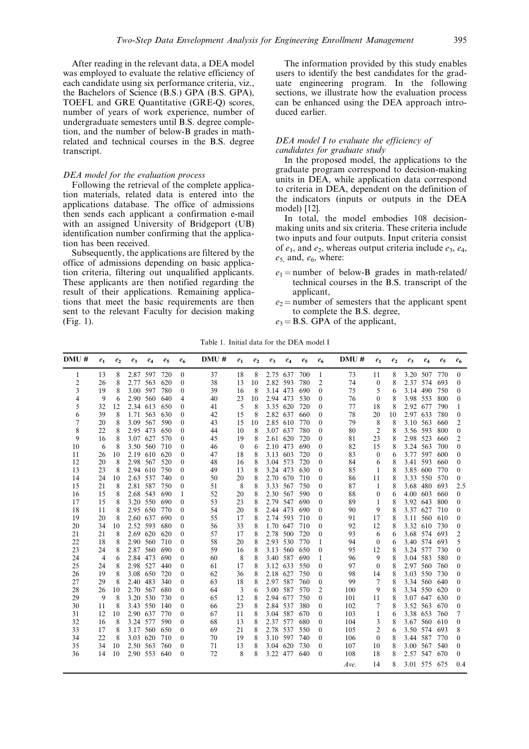After reading in the relevant data, a DEA model was employed to evaluate the relative efficiency of each candidate using six performance criteria, viz., the Bachelors of Science (B.S.) GPA (B.S. GPA), TOEFL and GRE Quantitative (GRE-Q) scores, number of years of work experience, number of undergraduate semesters until B.S. degree completion, and the number of below-B grades in math-related and technical courses in the B.S. degree transcript.

### *DEA model for the evaluation process*

Following the retrieval of the complete application materials, related data is entered into the applications database. The office of admissions then sends each applicant a confirmation e-mail with an assigned University of Bridgeport (UB) identification number confirming that the application has been received.

Subsequently, the applications are filtered by the office of admissions depending on basic application criteria, filtering out unqualified applicants. These applicants are then notified regarding the result of their applications. Remaining applications that meet the basic requirements are then sent to the relevant Faculty for decision making (Fig. 1).

The information provided by this study enables users to identify the best candidates for the graduate engineering program. In the following sections, we illustrate how the evaluation process can be enhanced using the DEA approach introduced earlier.

### *DEA model I to evaluate the efficiency of candidates for graduate study*

In the proposed model, the applications to the graduate program correspond to decision-making units in DEA, while application data correspond to criteria in DEA, dependent on the definition of the indicators (inputs or outputs in the DEA model) [12].

In total, the model embodies 108 decision-making units and six criteria. These criteria include two inputs and four outputs. Input criteria consist of $e_1$, and $e_2$, whereas output criteria include $e_3$, $e_4$, $e_5$, and, $e_6$, where:

- $e_1$ = number of below-B grades in math-related/technical courses in the B.S. transcript of the applicant,
- $e_2$ = number of semesters that the applicant spent to complete the B.S. degree,
- $e_3$ = B.S. GPA of the applicant,

Table 1. Initial data for the DEA model I

| DMU # | $e_1$ | $e_2$ | $e_3$ | $e_4$ | $e_5$ | $e_6$ | DMU # | $e_1$ | $e_2$ | $e_3$ | $e_4$ | $e_5$ | $e_6$ | DMU # | $e_1$ | $e_2$ | $e_3$ | $e_4$ | $e_5$ | $e_6$ |
|---|---|---|---|---|---|---|---|---|---|---|---|---|---|---|---|---|---|---|---|---|
| 1 | 13 | 8 | 2.87 | 597 | 720 | 0 | 37 | 18 | 8 | 2.75 | 637 | 700 | 1 | 73 | 11 | 8 | 3.20 | 507 | 770 | 0 |
| 2 | 26 | 8 | 2.77 | 563 | 620 | 0 | 38 | 13 | 10 | 2.82 | 593 | 780 | 2 | 74 | 0 | 8 | 2.37 | 574 | 693 | 0 |
| 3 | 19 | 8 | 3.00 | 597 | 780 | 0 | 39 | 16 | 8 | 3.14 | 473 | 690 | 0 | 75 | 5 | 6 | 3.14 | 490 | 750 | 0 |
| 4 | 9 | 6 | 2.90 | 560 | 640 | 4 | 40 | 23 | 10 | 2.94 | 473 | 530 | 0 | 76 | 0 | 8 | 3.98 | 553 | 800 | 0 |
| 5 | 32 | 12 | 2.34 | 613 | 650 | 0 | 41 | 5 | 8 | 3.35 | 620 | 720 | 0 | 77 | 18 | 8 | 2.92 | 677 | 790 | 1 |
| 6 | 39 | 8 | 1.71 | 563 | 630 | 0 | 42 | 15 | 8 | 2.82 | 637 | 660 | 0 | 78 | 20 | 10 | 2.97 | 633 | 780 | 0 |
| 7 | 20 | 8 | 3.09 | 567 | 590 | 0 | 43 | 15 | 10 | 2.85 | 610 | 770 | 0 | 79 | 8 | 8 | 3.10 | 563 | 660 | 2 |
| 8 | 22 | 8 | 2.95 | 473 | 650 | 0 | 44 | 10 | 8 | 3.07 | 637 | 780 | 0 | 80 | 2 | 8 | 3.56 | 593 | 800 | 0 |
| 9 | 16 | 8 | 3.07 | 627 | 570 | 0 | 45 | 19 | 8 | 2.61 | 620 | 720 | 0 | 81 | 23 | 8 | 2.98 | 523 | 660 | 2 |
| 10 | 6 | 8 | 3.50 | 560 | 710 | 0 | 46 | 0 | 6 | 2.10 | 473 | 690 | 0 | 82 | 15 | 8 | 3.24 | 563 | 700 | 0 |
| 11 | 26 | 10 | 2.19 | 610 | 620 | 0 | 47 | 18 | 8 | 3.13 | 603 | 720 | 0 | 83 | 0 | 6 | 3.77 | 597 | 600 | 0 |
| 12 | 20 | 8 | 2.98 | 567 | 520 | 0 | 48 | 16 | 8 | 3.04 | 573 | 720 | 0 | 84 | 6 | 8 | 3.41 | 593 | 660 | 0 |
| 13 | 23 | 8 | 2.94 | 610 | 750 | 0 | 49 | 13 | 8 | 3.24 | 473 | 630 | 0 | 85 | 1 | 8 | 3.85 | 600 | 770 | 0 |
| 14 | 24 | 10 | 2.63 | 537 | 740 | 0 | 50 | 20 | 8 | 2.70 | 670 | 710 | 0 | 86 | 11 | 8 | 3.33 | 550 | 570 | 0 |
| 15 | 21 | 8 | 2.81 | 587 | 750 | 0 | 51 | 8 | 8 | 3.33 | 567 | 750 | 0 | 87 | 1 | 8 | 3.68 | 480 | 693 | 2.5 |
| 16 | 15 | 8 | 2.68 | 543 | 690 | 1 | 52 | 20 | 8 | 2.30 | 567 | 590 | 0 | 88 | 0 | 6 | 4.00 | 603 | 660 | 0 |
| 17 | 15 | 8 | 3.20 | 550 | 690 | 0 | 53 | 23 | 8 | 2.79 | 547 | 690 | 0 | 89 | 1 | 8 | 3.92 | 643 | 800 | 0 |
| 18 | 11 | 8 | 2.95 | 650 | 770 | 0 | 54 | 20 | 8 | 2.44 | 473 | 690 | 0 | 90 | 9 | 8 | 3.37 | 627 | 710 | 0 |
| 19 | 20 | 8 | 2.60 | 637 | 690 | 0 | 55 | 17 | 8 | 2.74 | 593 | 710 | 0 | 91 | 17 | 8 | 3.11 | 560 | 610 | 0 |
| 20 | 34 | 10 | 2.52 | 593 | 680 | 0 | 56 | 33 | 8 | 1.70 | 647 | 710 | 0 | 92 | 12 | 8 | 3.32 | 610 | 730 | 0 |
| 21 | 21 | 8 | 2.69 | 620 | 620 | 0 | 57 | 17 | 8 | 2.78 | 500 | 720 | 0 | 93 | 6 | 6 | 3.68 | 574 | 693 | 2 |
| 22 | 18 | 8 | 2.90 | 560 | 710 | 0 | 58 | 20 | 8 | 2.93 | 530 | 770 | 1 | 94 | 0 | 6 | 3.40 | 574 | 693 | 5 |
| 23 | 24 | 8 | 2.87 | 560 | 690 | 0 | 59 | 16 | 8 | 3.13 | 560 | 650 | 0 | 95 | 12 | 8 | 3.24 | 577 | 730 | 0 |
| 24 | 4 | 6 | 2.84 | 473 | 690 | 0 | 60 | 8 | 8 | 3.40 | 587 | 690 | 1 | 96 | 9 | 8 | 3.04 | 583 | 580 | 0 |
| 25 | 24 | 8 | 2.98 | 527 | 440 | 0 | 61 | 17 | 8 | 3.12 | 633 | 550 | 0 | 97 | 0 | 8 | 2.97 | 560 | 760 | 0 |
| 26 | 19 | 8 | 3.08 | 650 | 720 | 0 | 62 | 36 | 8 | 2.18 | 627 | 750 | 0 | 98 | 14 | 8 | 3.03 | 550 | 730 | 0 |
| 27 | 29 | 8 | 2.40 | 483 | 340 | 0 | 63 | 18 | 8 | 2.97 | 587 | 760 | 0 | 99 | 7 | 8 | 3.34 | 560 | 640 | 0 |
| 28 | 26 | 10 | 2.70 | 567 | 680 | 0 | 64 | 3 | 6 | 3.00 | 587 | 570 | 2 | 100 | 9 | 8 | 3.34 | 550 | 620 | 0 |
| 29 | 9 | 8 | 3.20 | 530 | 730 | 0 | 65 | 12 | 8 | 2.94 | 677 | 750 | 0 | 101 | 11 | 8 | 3.07 | 647 | 630 | 0 |
| 30 | 11 | 8 | 3.43 | 550 | 140 | 0 | 66 | 23 | 8 | 2.84 | 537 | 380 | 0 | 102 | 7 | 8 | 3.52 | 563 | 670 | 0 |
| 31 | 12 | 10 | 2.90 | 637 | 770 | 0 | 67 | 11 | 8 | 3.04 | 587 | 670 | 0 | 103 | 1 | 6 | 3.38 | 653 | 760 | 7 |
| 32 | 16 | 8 | 3.24 | 577 | 590 | 0 | 68 | 13 | 8 | 2.37 | 577 | 680 | 0 | 104 | 3 | 8 | 3.67 | 560 | 610 | 0 |
| 33 | 17 | 8 | 3.17 | 560 | 650 | 0 | 69 | 21 | 8 | 2.78 | 537 | 550 | 0 | 105 | 2 | 6 | 3.50 | 574 | 693 | 8 |
| 34 | 22 | 8 | 3.03 | 620 | 710 | 0 | 70 | 19 | 8 | 3.10 | 597 | 740 | 0 | 106 | 0 | 8 | 3.44 | 587 | 770 | 0 |
| 35 | 34 | 10 | 2.50 | 563 | 760 | 0 | 71 | 13 | 8 | 3.04 | 620 | 730 | 0 | 107 | 10 | 8 | 3.00 | 567 | 540 | 0 |
| 36 | 14 | 10 | 2.90 | 553 | 640 | 0 | 72 | 8 | 8 | 3.22 | 477 | 640 | 0 | 108 | 18 | 8 | 2.57 | 547 | 670 | 0 |
| | | | | | | | | | | | | | | *Ave.* | 14 | 8 | 3.01 | 575 | 675 | 0.4 |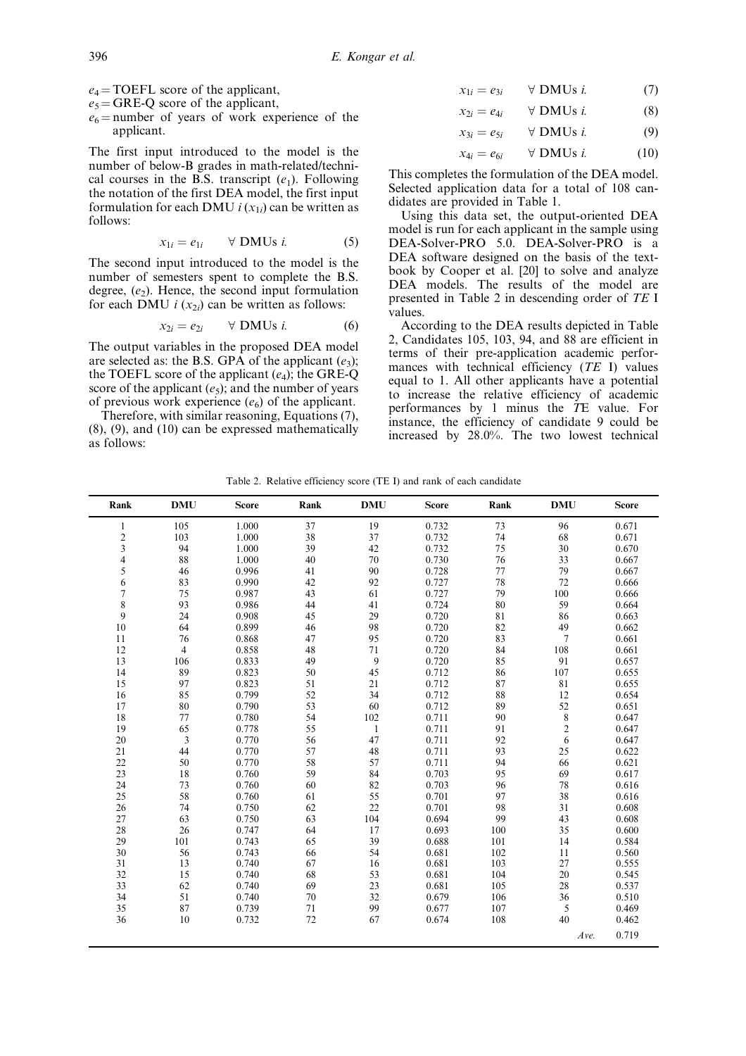$e_4$ = TOEFL score of the applicant,
$e_5$ = GRE-Q score of the applicant,
$e_6$ = number of years of work experience of the applicant.

The first input introduced to the model is the number of below-B grades in math-related/technical courses in the B.S. transcript ($e_1$). Following the notation of the first DEA model, the first input formulation for each DMU $i$ ($x_{1i}$) can be written as follows:

$$x_{1i} = e_{1i} \qquad \forall \text{ DMUs } i. \tag{5}$$

The second input introduced to the model is the number of semesters spent to complete the B.S. degree, ($e_2$). Hence, the second input formulation for each DMU $i$ ($x_{2i}$) can be written as follows:

$$x_{2i} = e_{2i} \qquad \forall \text{ DMUs } i. \tag{6}$$

The output variables in the proposed DEA model are selected as: the B.S. GPA of the applicant ($e_3$); the TOEFL score of the applicant ($e_4$); the GRE-Q score of the applicant ($e_5$); and the number of years of previous work experience ($e_6$) of the applicant.

Therefore, with similar reasoning, Equations (7), (8), (9), and (10) can be expressed mathematically as follows:

$$x_{1i} = e_{3i} \qquad \forall \text{ DMUs } i. \tag{7}$$

$$x_{2i} = e_{4i} \qquad \forall \text{ DMUs } i. \tag{8}$$

$$x_{3i} = e_{5i} \qquad \forall \text{ DMUs } i. \tag{9}$$

$$x_{4i} = e_{6i} \qquad \forall \text{ DMUs } i. \tag{10}$$

This completes the formulation of the DEA model. Selected application data for a total of 108 candidates are provided in Table 1.

Using this data set, the output-oriented DEA model is run for each applicant in the sample using DEA-Solver-PRO 5.0. DEA-Solver-PRO is a DEA software designed on the basis of the textbook by Cooper et al. [20] to solve and analyze DEA models. The results of the model are presented in Table 2 in descending order of *TE* I values.

According to the DEA results depicted in Table 2, Candidates 105, 103, 94, and 88 are efficient in terms of their pre-application academic performances with technical efficiency (*TE* I) values equal to 1. All other applicants have a potential to increase the relative efficiency of academic performances by 1 minus the *TE* value. For instance, the efficiency of candidate 9 could be increased by 28.0%. The two lowest technical

Table 2. Relative efficiency score (TE I) and rank of each candidate

| Rank | DMU | Score | Rank | DMU | Score | Rank | DMU | Score |
|---|---|---|---|---|---|---|---|---|
| 1 | 105 | 1.000 | 37 | 19 | 0.732 | 73 | 96 | 0.671 |
| 2 | 103 | 1.000 | 38 | 37 | 0.732 | 74 | 68 | 0.671 |
| 3 | 94 | 1.000 | 39 | 42 | 0.732 | 75 | 30 | 0.670 |
| 4 | 88 | 1.000 | 40 | 70 | 0.730 | 76 | 33 | 0.667 |
| 5 | 46 | 0.996 | 41 | 90 | 0.728 | 77 | 79 | 0.667 |
| 6 | 83 | 0.990 | 42 | 92 | 0.727 | 78 | 72 | 0.666 |
| 7 | 75 | 0.987 | 43 | 61 | 0.727 | 79 | 100 | 0.666 |
| 8 | 93 | 0.986 | 44 | 41 | 0.724 | 80 | 59 | 0.664 |
| 9 | 24 | 0.908 | 45 | 29 | 0.720 | 81 | 86 | 0.663 |
| 10 | 64 | 0.899 | 46 | 98 | 0.720 | 82 | 49 | 0.662 |
| 11 | 76 | 0.868 | 47 | 95 | 0.720 | 83 | 7 | 0.661 |
| 12 | 4 | 0.858 | 48 | 71 | 0.720 | 84 | 108 | 0.661 |
| 13 | 106 | 0.833 | 49 | 9 | 0.720 | 85 | 91 | 0.657 |
| 14 | 89 | 0.823 | 50 | 45 | 0.712 | 86 | 107 | 0.655 |
| 15 | 97 | 0.823 | 51 | 21 | 0.712 | 87 | 81 | 0.655 |
| 16 | 85 | 0.799 | 52 | 34 | 0.712 | 88 | 12 | 0.654 |
| 17 | 80 | 0.790 | 53 | 60 | 0.712 | 89 | 52 | 0.651 |
| 18 | 77 | 0.780 | 54 | 102 | 0.711 | 90 | 8 | 0.647 |
| 19 | 65 | 0.778 | 55 | 1 | 0.711 | 91 | 2 | 0.647 |
| 20 | 3 | 0.770 | 56 | 47 | 0.711 | 92 | 6 | 0.647 |
| 21 | 44 | 0.770 | 57 | 48 | 0.711 | 93 | 25 | 0.622 |
| 22 | 50 | 0.770 | 58 | 57 | 0.711 | 94 | 66 | 0.621 |
| 23 | 18 | 0.760 | 59 | 84 | 0.703 | 95 | 69 | 0.617 |
| 24 | 73 | 0.760 | 60 | 82 | 0.703 | 96 | 78 | 0.616 |
| 25 | 58 | 0.760 | 61 | 55 | 0.701 | 97 | 38 | 0.616 |
| 26 | 74 | 0.750 | 62 | 22 | 0.701 | 98 | 31 | 0.608 |
| 27 | 63 | 0.750 | 63 | 104 | 0.694 | 99 | 43 | 0.608 |
| 28 | 26 | 0.747 | 64 | 17 | 0.693 | 100 | 35 | 0.600 |
| 29 | 101 | 0.743 | 65 | 39 | 0.688 | 101 | 14 | 0.584 |
| 30 | 56 | 0.743 | 66 | 54 | 0.681 | 102 | 11 | 0.560 |
| 31 | 13 | 0.740 | 67 | 16 | 0.681 | 103 | 27 | 0.555 |
| 32 | 15 | 0.740 | 68 | 53 | 0.681 | 104 | 20 | 0.545 |
| 33 | 62 | 0.740 | 69 | 23 | 0.681 | 105 | 28 | 0.537 |
| 34 | 51 | 0.740 | 70 | 32 | 0.679 | 106 | 36 | 0.510 |
| 35 | 87 | 0.739 | 71 | 99 | 0.677 | 107 | 5 | 0.469 |
| 36 | 10 | 0.732 | 72 | 67 | 0.674 | 108 | 40 | 0.462 |
| | | | | | | | *Ave.* | 0.719 |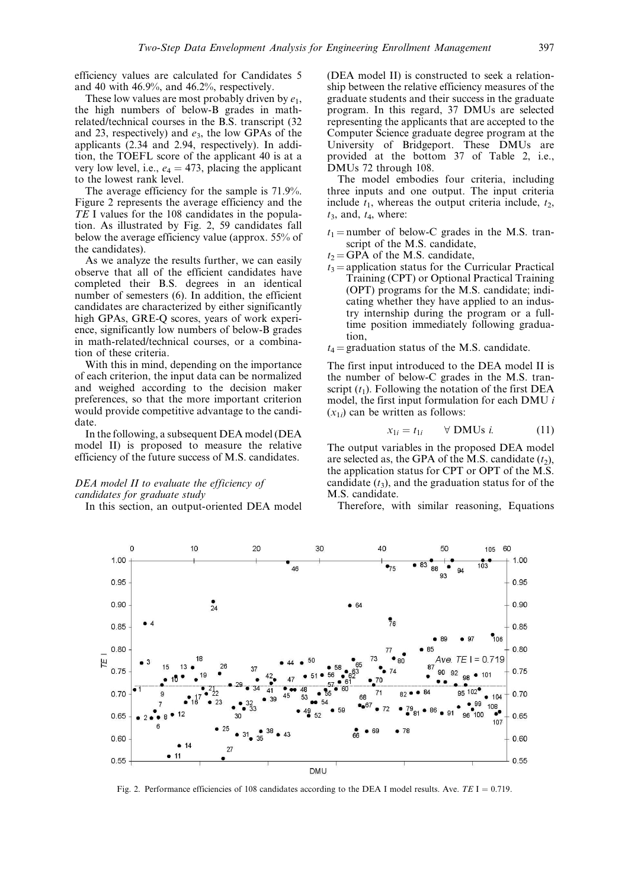efficiency values are calculated for Candidates 5 and 40 with 46.9%, and 46.2%, respectively.

These low values are most probably driven by $e_1$, the high numbers of below-B grades in math-related/technical courses in the B.S. transcript (32 and 23, respectively) and $e_3$, the low GPAs of the applicants (2.34 and 2.94, respectively). In addition, the TOEFL score of the applicant 40 is at a very low level, i.e., $e_4 = 473$, placing the applicant to the lowest rank level.

The average efficiency for the sample is 71.9%. Figure 2 represents the average efficiency and the *TE* I values for the 108 candidates in the population. As illustrated by Fig. 2, 59 candidates fall below the average efficiency value (approx. 55% of the candidates).

As we analyze the results further, we can easily observe that all of the efficient candidates have completed their B.S. degrees in an identical number of semesters (6). In addition, the efficient candidates are characterized by either significantly high GPAs, GRE-Q scores, years of work experience, significantly low numbers of below-B grades in math-related/technical courses, or a combination of these criteria.

With this in mind, depending on the importance of each criterion, the input data can be normalized and weighed according to the decision maker preferences, so that the more important criterion would provide competitive advantage to the candidate.

In the following, a subsequent DEA model (DEA model II) is proposed to measure the relative efficiency of the future success of M.S. candidates.

### *DEA model II to evaluate the efficiency of candidates for graduate study*

In this section, an output-oriented DEA model (DEA model II) is constructed to seek a relationship between the relative efficiency measures of the graduate students and their success in the graduate program. In this regard, 37 DMUs are selected representing the applicants that are accepted to the Computer Science graduate degree program at the University of Bridgeport. These DMUs are provided at the bottom 37 of Table 2, i.e., DMUs 72 through 108.

The model embodies four criteria, including three inputs and one output. The input criteria include $t_1$, whereas the output criteria include, $t_2$, $t_3$, and, $t_4$, where:

- $t_1$ = number of below-C grades in the M.S. transcript of the M.S. candidate,
- $t_2$ = GPA of the M.S. candidate,
- $t_3$ = application status for the Curricular Practical Training (CPT) or Optional Practical Training (OPT) programs for the M.S. candidate; indicating whether they have applied to an industry internship during the program or a full-time position immediately following graduation,
- $t_4$ = graduation status of the M.S. candidate.

The first input introduced to the DEA model II is the number of below-C grades in the M.S. transcript ($t_1$). Following the notation of the first DEA model, the first input formulation for each DMU $i$ ($x_{1i}$) can be written as follows:

$$x_{1i} = t_{1i} \qquad \forall \text{ DMUs } i. \tag{11}$$

The output variables in the proposed DEA model are selected as, the GPA of the M.S. candidate ($t_2$), the application status for CPT or OPT of the M.S. candidate ($t_3$), and the graduation status for of the M.S. candidate.

Therefore, with similar reasoning, Equations

Fig. 2. Performance efficiencies of 108 candidates according to the DEA I model results. Ave. *TE* I = 0.719.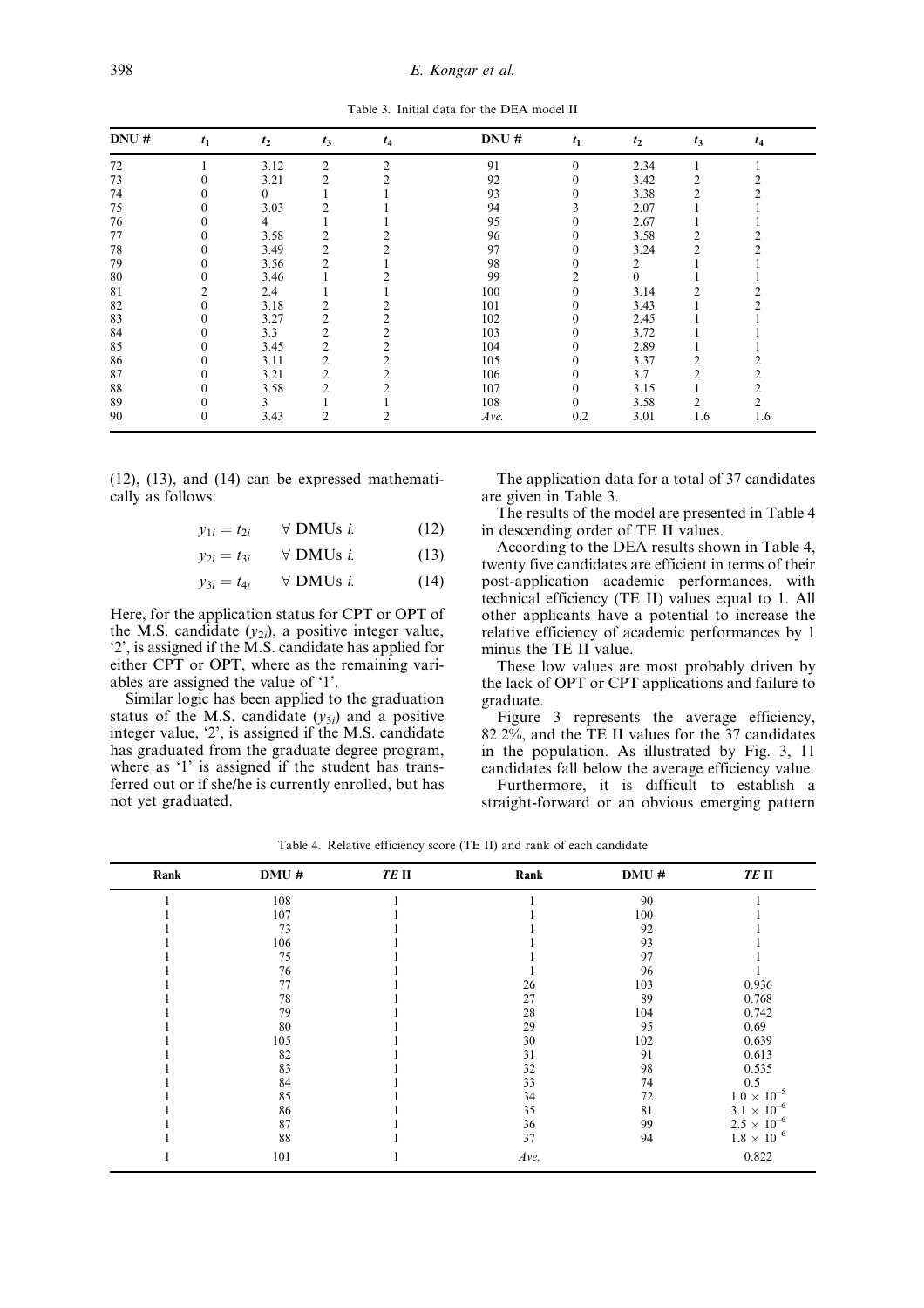Table 3. Initial data for the DEA model II

| DNU # | $t_1$ | $t_2$ | $t_3$ | $t_4$ | DNU # | $t_1$ | $t_2$ | $t_3$ | $t_4$ |
|---|---|---|---|---|---|---|---|---|---|
| 72 | 1 | 3.12 | 2 | 2 | 91 | 0 | 2.34 | 1 | 1 |
| 73 | 0 | 3.21 | 2 | 2 | 92 | 0 | 3.42 | 2 | 2 |
| 74 | 0 | 0 | 1 | 1 | 93 | 0 | 3.38 | 2 | 2 |
| 75 | 0 | 3.03 | 2 | 1 | 94 | 3 | 2.07 | 1 | 1 |
| 76 | 0 | 4 | 1 | 1 | 95 | 0 | 2.67 | 1 | 1 |
| 77 | 0 | 3.58 | 2 | 2 | 96 | 0 | 3.58 | 2 | 2 |
| 78 | 0 | 3.49 | 2 | 2 | 97 | 0 | 3.24 | 2 | 2 |
| 79 | 0 | 3.56 | 2 | 1 | 98 | 0 | 2 | 1 | 1 |
| 80 | 0 | 3.46 | 1 | 2 | 99 | 2 | 0 | 1 | 1 |
| 81 | 2 | 2.4 | 1 | 1 | 100 | 0 | 3.14 | 2 | 2 |
| 82 | 0 | 3.18 | 2 | 2 | 101 | 0 | 3.43 | 1 | 2 |
| 83 | 0 | 3.27 | 2 | 2 | 102 | 0 | 2.45 | 1 | 1 |
| 84 | 0 | 3.3 | 2 | 2 | 103 | 0 | 3.72 | 1 | 1 |
| 85 | 0 | 3.45 | 2 | 2 | 104 | 0 | 2.89 | 1 | 1 |
| 86 | 0 | 3.11 | 2 | 2 | 105 | 0 | 3.37 | 2 | 2 |
| 87 | 0 | 3.21 | 2 | 2 | 106 | 0 | 3.7 | 2 | 2 |
| 88 | 0 | 3.58 | 2 | 2 | 107 | 0 | 3.15 | 1 | 2 |
| 89 | 0 | 3 | 1 | 1 | 108 | 0 | 3.58 | 2 | 2 |
| 90 | 0 | 3.43 | 2 | 2 | *Ave.* | 0.2 | 3.01 | 1.6 | 1.6 |

(12), (13), and (14) can be expressed mathematically as follows:

$$y_{1i} = t_{2i} \qquad \forall \text{ DMUs } i. \tag{12}$$

$$y_{2i} = t_{3i} \qquad \forall \text{ DMUs } i. \tag{13}$$

$$y_{3i} = t_{4i} \qquad \forall \text{ DMUs } i. \tag{14}$$

Here, for the application status for CPT or OPT of the M.S. candidate ($y_{2i}$), a positive integer value, '2', is assigned if the M.S. candidate has applied for either CPT or OPT, where as the remaining variables are assigned the value of '1'.

Similar logic has been applied to the graduation status of the M.S. candidate ($y_{3i}$) and a positive integer value, '2', is assigned if the M.S. candidate has graduated from the graduate degree program, where as '1' is assigned if the student has transferred out or if she/he is currently enrolled, but has not yet graduated.

The application data for a total of 37 candidates are given in Table 3.

The results of the model are presented in Table 4 in descending order of TE II values.

According to the DEA results shown in Table 4, twenty five candidates are efficient in terms of their post-application academic performances, with technical efficiency (TE II) values equal to 1. All other applicants have a potential to increase the relative efficiency of academic performances by 1 minus the TE II value.

These low values are most probably driven by the lack of OPT or CPT applications and failure to graduate.

Figure 3 represents the average efficiency, 82.2%, and the TE II values for the 37 candidates in the population. As illustrated by Fig. 3, 11 candidates fall below the average efficiency value.

Furthermore, it is difficult to establish a straight-forward or an obvious emerging pattern

Table 4. Relative efficiency score (TE II) and rank of each candidate

| Rank | DMU # | *TE* II | Rank | DMU # | *TE* II |
|---|---|---|---|---|---|
| 1 | 108 | 1 | 1 | 90 | 1 |
| 1 | 107 | 1 | 1 | 100 | 1 |
| 1 | 73 | 1 | 1 | 92 | 1 |
| 1 | 106 | 1 | 1 | 93 | 1 |
| 1 | 75 | 1 | 1 | 97 | 1 |
| 1 | 76 | 1 | 1 | 96 | 1 |
| 1 | 77 | 1 | 26 | 103 | 0.936 |
| 1 | 78 | 1 | 27 | 89 | 0.768 |
| 1 | 79 | 1 | 28 | 104 | 0.742 |
| 1 | 80 | 1 | 29 | 95 | 0.69 |
| 1 | 105 | 1 | 30 | 102 | 0.639 |
| 1 | 82 | 1 | 31 | 91 | 0.613 |
| 1 | 83 | 1 | 32 | 98 | 0.535 |
| 1 | 84 | 1 | 33 | 74 | 0.5 |
| 1 | 85 | 1 | 34 | 72 | $1.0 \times 10^{-5}$ |
| 1 | 86 | 1 | 35 | 81 | $3.1 \times 10^{-6}$ |
| 1 | 87 | 1 | 36 | 99 | $2.5 \times 10^{-6}$ |
| 1 | 88 | 1 | 37 | 94 | $1.8 \times 10^{-6}$ |
| 1 | 101 | 1 | *Ave.* | | 0.822 |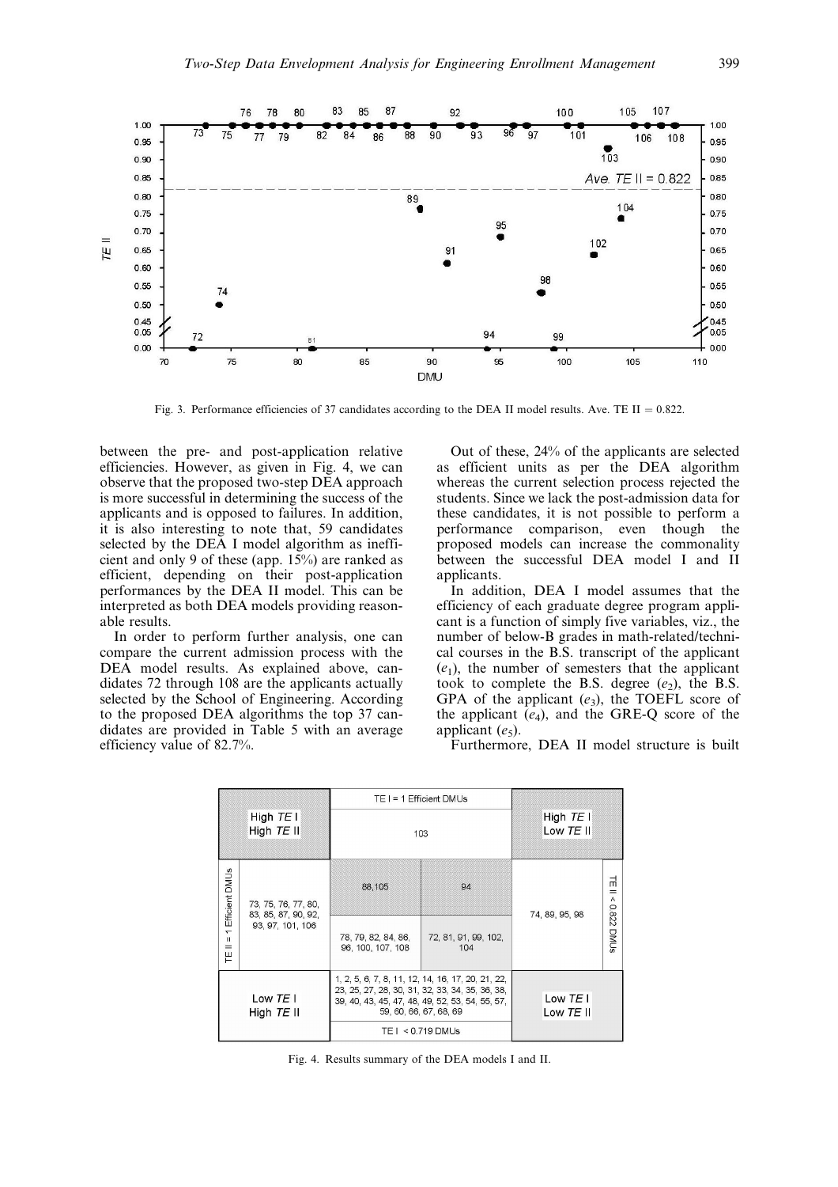Fig. 3. Performance efficiencies of 37 candidates according to the DEA II model results. Ave. TE II = 0.822.

between the pre- and post-application relative efficiencies. However, as given in Fig. 4, we can observe that the proposed two-step DEA approach is more successful in determining the success of the applicants and is opposed to failures. In addition, it is also interesting to note that, 59 candidates selected by the DEA I model algorithm as inefficient and only 9 of these (app. 15%) are ranked as efficient, depending on their post-application performances by the DEA II model. This can be interpreted as both DEA models providing reasonable results.

In order to perform further analysis, one can compare the current admission process with the DEA model results. As explained above, candidates 72 through 108 are the applicants actually selected by the School of Engineering. According to the proposed DEA algorithms the top 37 candidates are provided in Table 5 with an average efficiency value of 82.7%.

Out of these, 24% of the applicants are selected as efficient units as per the DEA algorithm whereas the current selection process rejected the students. Since we lack the post-admission data for these candidates, it is not possible to perform a performance comparison, even though the proposed models can increase the commonality between the successful DEA model I and II applicants.

In addition, DEA I model assumes that the efficiency of each graduate degree program applicant is a function of simply five variables, viz., the number of below-B grades in math-related/technical courses in the B.S. transcript of the applicant ($e_1$), the number of semesters that the applicant took to complete the B.S. degree ($e_2$), the B.S. GPA of the applicant ($e_3$), the TOEFL score of the applicant ($e_4$), and the GRE-Q score of the applicant ($e_5$).

Furthermore, DEA II model structure is built

| High *TE* I High *TE* II | TE I = 1 Efficient DMUs | | High *TE* I Low *TE* II |
|---|---|---|---|
| | 103 | | |
| TE II = 1 Efficient DMUs: 73, 75, 76, 77, 80, 83, 85, 87, 90, 92, 93, 97, 101, 106 | 88, 105 | 94 | TE II < 0.822 DMUs: 74, 89, 95, 98 |
| | 78, 79, 82, 84, 86, 96, 100, 107, 108 | 72, 81, 91, 99, 102, 104 | |
| Low *TE* I High *TE* II | 1, 2, 5, 6, 7, 8, 11, 12, 14, 16, 17, 20, 21, 22, 23, 25, 27, 28, 30, 31, 32, 33, 34, 35, 36, 38, 39, 40, 43, 45, 47, 48, 49, 52, 53, 54, 55, 57, 59, 60, 66, 67, 68, 69 | | Low *TE* I Low *TE* II |
| | TE I < 0.719 DMUs | | |

Fig. 4. Results summary of the DEA models I and II.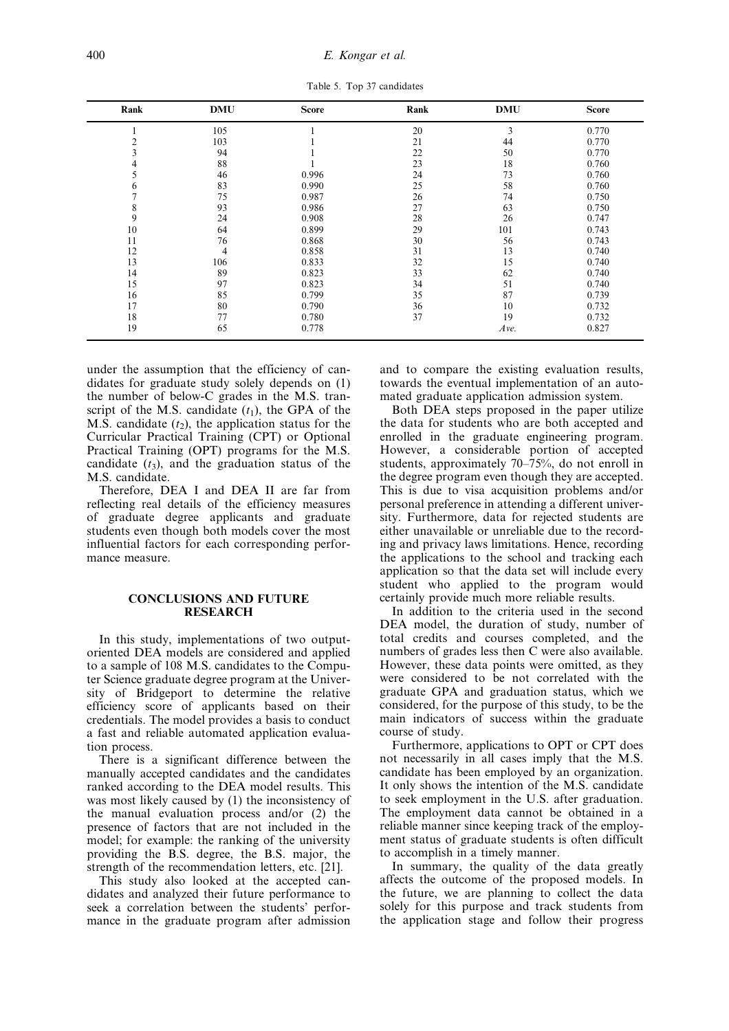Table 5. Top 37 candidates

| Rank | DMU | Score | Rank | DMU | Score |
|---|---|---|---|---|---|
| 1 | 105 | 1 | 20 | 3 | 0.770 |
| 2 | 103 | 1 | 21 | 44 | 0.770 |
| 3 | 94 | 1 | 22 | 50 | 0.770 |
| 4 | 88 | 1 | 23 | 18 | 0.760 |
| 5 | 46 | 0.996 | 24 | 73 | 0.760 |
| 6 | 83 | 0.990 | 25 | 58 | 0.760 |
| 7 | 75 | 0.987 | 26 | 74 | 0.750 |
| 8 | 93 | 0.986 | 27 | 63 | 0.750 |
| 9 | 24 | 0.908 | 28 | 26 | 0.747 |
| 10 | 64 | 0.899 | 29 | 101 | 0.743 |
| 11 | 76 | 0.868 | 30 | 56 | 0.743 |
| 12 | 4 | 0.858 | 31 | 13 | 0.740 |
| 13 | 106 | 0.833 | 32 | 15 | 0.740 |
| 14 | 89 | 0.823 | 33 | 62 | 0.740 |
| 15 | 97 | 0.823 | 34 | 51 | 0.740 |
| 16 | 85 | 0.799 | 35 | 87 | 0.739 |
| 17 | 80 | 0.790 | 36 | 10 | 0.732 |
| 18 | 77 | 0.780 | 37 | 19 | 0.732 |
| 19 | 65 | 0.778 | | *Ave.* | 0.827 |

under the assumption that the efficiency of candidates for graduate study solely depends on (1) the number of below-C grades in the M.S. transcript of the M.S. candidate ($t_1$), the GPA of the M.S. candidate ($t_2$), the application status for the Curricular Practical Training (CPT) or Optional Practical Training (OPT) programs for the M.S. candidate ($t_3$), and the graduation status of the M.S. candidate.

Therefore, DEA I and DEA II are far from reflecting real details of the efficiency measures of graduate degree applicants and graduate students even though both models cover the most influential factors for each corresponding performance measure.

## CONCLUSIONS AND FUTURE RESEARCH

In this study, implementations of two output-oriented DEA models are considered and applied to a sample of 108 M.S. candidates to the Computer Science graduate degree program at the University of Bridgeport to determine the relative efficiency score of applicants based on their credentials. The model provides a basis to conduct a fast and reliable automated application evaluation process.

There is a significant difference between the manually accepted candidates and the candidates ranked according to the DEA model results. This was most likely caused by (1) the inconsistency of the manual evaluation process and/or (2) the presence of factors that are not included in the model; for example: the ranking of the university providing the B.S. degree, the B.S. major, the strength of the recommendation letters, etc. [21].

This study also looked at the accepted candidates and analyzed their future performance to seek a correlation between the students' performance in the graduate program after admission and to compare the existing evaluation results, towards the eventual implementation of an automated graduate application admission system.

Both DEA steps proposed in the paper utilize the data for students who are both accepted and enrolled in the graduate engineering program. However, a considerable portion of accepted students, approximately 70–75%, do not enroll in the degree program even though they are accepted. This is due to visa acquisition problems and/or personal preference in attending a different university. Furthermore, data for rejected students are either unavailable or unreliable due to the recording and privacy laws limitations. Hence, recording the applications to the school and tracking each application so that the data set will include every student who applied to the program would certainly provide much more reliable results.

In addition to the criteria used in the second DEA model, the duration of study, number of total credits and courses completed, and the numbers of grades less then C were also available. However, these data points were omitted, as they were considered to be not correlated with the graduate GPA and graduation status, which we considered, for the purpose of this study, to be the main indicators of success within the graduate course of study.

Furthermore, applications to OPT or CPT does not necessarily in all cases imply that the M.S. candidate has been employed by an organization. It only shows the intention of the M.S. candidate to seek employment in the U.S. after graduation. The employment data cannot be obtained in a reliable manner since keeping track of the employment status of graduate students is often difficult to accomplish in a timely manner.

In summary, the quality of the data greatly affects the outcome of the proposed models. In the future, we are planning to collect the data solely for this purpose and track students from the application stage and follow their progress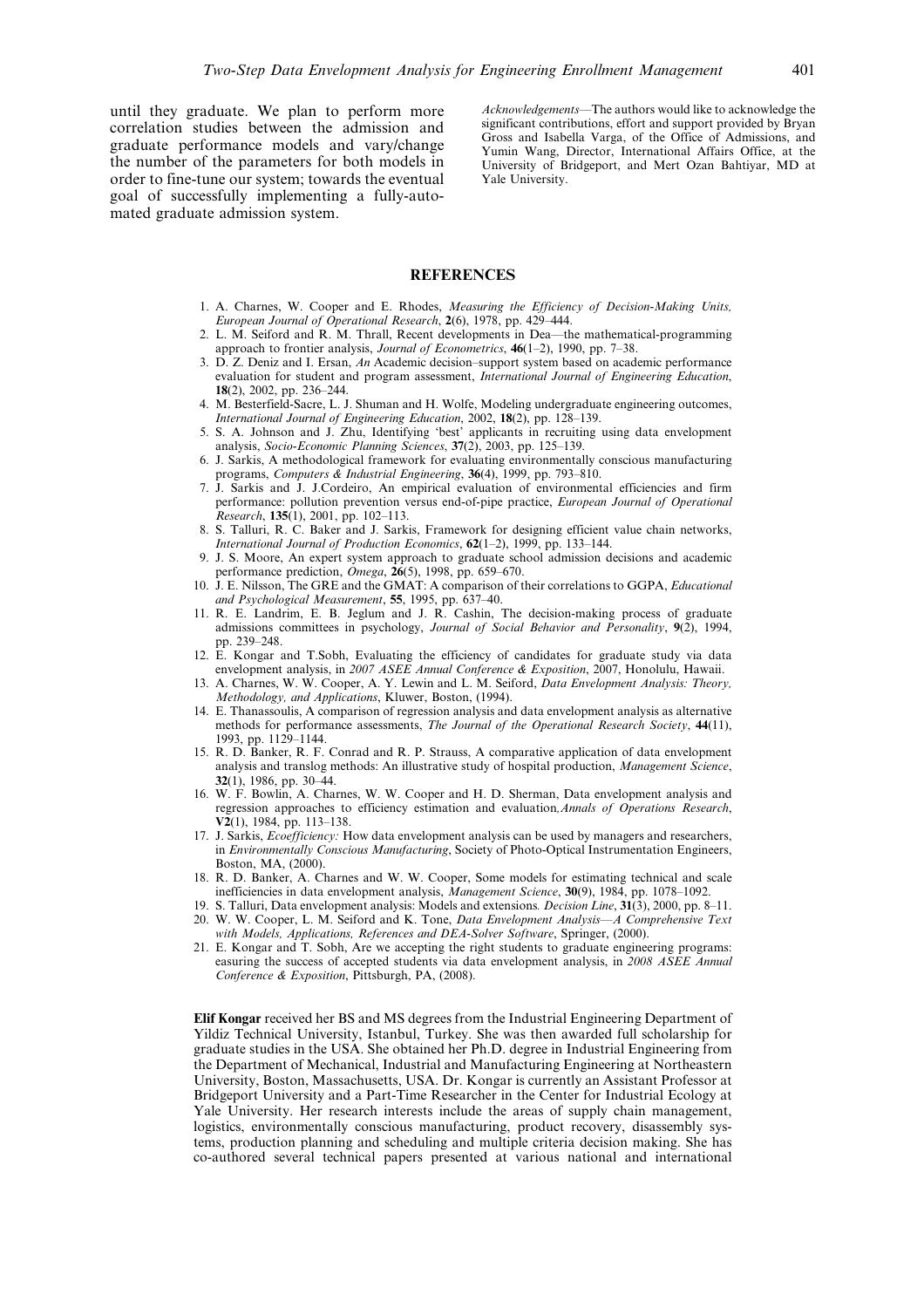until they graduate. We plan to perform more correlation studies between the admission and graduate performance models and vary/change the number of the parameters for both models in order to fine-tune our system; towards the eventual goal of successfully implementing a fully-automated graduate admission system.

*Acknowledgements*—The authors would like to acknowledge the significant contributions, effort and support provided by Bryan Gross and Isabella Varga, of the Office of Admissions, and Yumin Wang, Director, International Affairs Office, at the University of Bridgeport, and Mert Ozan Bahtiyar, MD at Yale University.

## REFERENCES

1. A. Charnes, W. Cooper and E. Rhodes, *Measuring the Efficiency of Decision-Making Units, European Journal of Operational Research*, **2**(6), 1978, pp. 429–444.
2. L. M. Seiford and R. M. Thrall, Recent developments in Dea—the mathematical-programming approach to frontier analysis, *Journal of Econometrics*, **46**(1–2), 1990, pp. 7–38.
3. D. Z. Deniz and I. Ersan, *An* Academic decision–support system based on academic performance evaluation for student and program assessment, *International Journal of Engineering Education*, **18**(2), 2002, pp. 236–244.
4. M. Besterfield-Sacre, L. J. Shuman and H. Wolfe, Modeling undergraduate engineering outcomes, *International Journal of Engineering Education*, 2002, **18**(2), pp. 128–139.
5. S. A. Johnson and J. Zhu, Identifying 'best' applicants in recruiting using data envelopment analysis, *Socio-Economic Planning Sciences*, **37**(2), 2003, pp. 125–139.
6. J. Sarkis, A methodological framework for evaluating environmentally conscious manufacturing programs, *Computers & Industrial Engineering*, **36**(4), 1999, pp. 793–810.
7. J. Sarkis and J. J.Cordeiro, An empirical evaluation of environmental efficiencies and firm performance: pollution prevention versus end-of-pipe practice, *European Journal of Operational Research*, **135**(1), 2001, pp. 102–113.
8. S. Talluri, R. C. Baker and J. Sarkis, Framework for designing efficient value chain networks, *International Journal of Production Economics*, **62**(1–2), 1999, pp. 133–144.
9. J. S. Moore, An expert system approach to graduate school admission decisions and academic performance prediction, *Omega*, **26**(5), 1998, pp. 659–670.
10. J. E. Nilsson, The GRE and the GMAT: A comparison of their correlations to GGPA, *Educational and Psychological Measurement*, **55**, 1995, pp. 637–40.
11. R. E. Landrim, E. B. Jeglum and J. R. Cashin, The decision-making process of graduate admissions committees in psychology, *Journal of Social Behavior and Personality*, **9**(2), 1994, pp. 239–248.
12. E. Kongar and T.Sobh, Evaluating the efficiency of candidates for graduate study via data envelopment analysis, in *2007 ASEE Annual Conference & Exposition*, 2007, Honolulu, Hawaii.
13. A. Charnes, W. W. Cooper, A. Y. Lewin and L. M. Seiford, *Data Envelopment Analysis: Theory, Methodology, and Applications*, Kluwer, Boston, (1994).
14. E. Thanassoulis, A comparison of regression analysis and data envelopment analysis as alternative methods for performance assessments, *The Journal of the Operational Research Society*, **44**(11), 1993, pp. 1129–1144.
15. R. D. Banker, R. F. Conrad and R. P. Strauss, A comparative application of data envelopment analysis and translog methods: An illustrative study of hospital production, *Management Science*, **32**(1), 1986, pp. 30–44.
16. W. F. Bowlin, A. Charnes, W. W. Cooper and H. D. Sherman, Data envelopment analysis and regression approaches to efficiency estimation and evaluation,*Annals of Operations Research*, **V2**(1), 1984, pp. 113–138.
17. J. Sarkis, *Ecoefficiency:* How data envelopment analysis can be used by managers and researchers, in *Environmentally Conscious Manufacturing*, Society of Photo-Optical Instrumentation Engineers, Boston, MA, (2000).
18. R. D. Banker, A. Charnes and W. W. Cooper, Some models for estimating technical and scale inefficiencies in data envelopment analysis, *Management Science*, **30**(9), 1984, pp. 1078–1092.
19. S. Talluri, Data envelopment analysis: Models and extensions. *Decision Line*, **31**(3), 2000, pp. 8–11.
20. W. W. Cooper, L. M. Seiford and K. Tone, *Data Envelopment Analysis—A Comprehensive Text with Models, Applications, References and DEA-Solver Software*, Springer, (2000).
21. E. Kongar and T. Sobh, Are we accepting the right students to graduate engineering programs: easuring the success of accepted students via data envelopment analysis, in *2008 ASEE Annual Conference & Exposition*, Pittsburgh, PA, (2008).

**Elif Kongar** received her BS and MS degrees from the Industrial Engineering Department of Yildiz Technical University, Istanbul, Turkey. She was then awarded full scholarship for graduate studies in the USA. She obtained her Ph.D. degree in Industrial Engineering from the Department of Mechanical, Industrial and Manufacturing Engineering at Northeastern University, Boston, Massachusetts, USA. Dr. Kongar is currently an Assistant Professor at Bridgeport University and a Part-Time Researcher in the Center for Industrial Ecology at Yale University. Her research interests include the areas of supply chain management, logistics, environmentally conscious manufacturing, product recovery, disassembly systems, production planning and scheduling and multiple criteria decision making. She has co-authored several technical papers presented at various national and international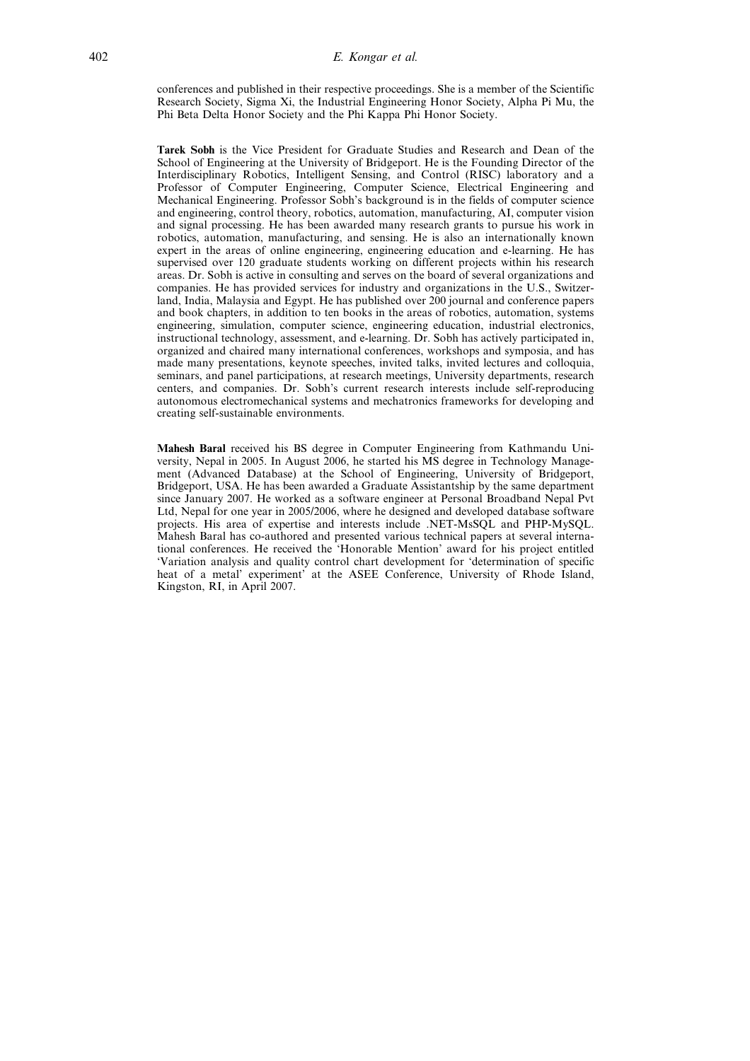conferences and published in their respective proceedings. She is a member of the Scientific Research Society, Sigma Xi, the Industrial Engineering Honor Society, Alpha Pi Mu, the Phi Beta Delta Honor Society and the Phi Kappa Phi Honor Society.

**Tarek Sobh** is the Vice President for Graduate Studies and Research and Dean of the School of Engineering at the University of Bridgeport. He is the Founding Director of the Interdisciplinary Robotics, Intelligent Sensing, and Control (RISC) laboratory and a Professor of Computer Engineering, Computer Science, Electrical Engineering and Mechanical Engineering. Professor Sobh's background is in the fields of computer science and engineering, control theory, robotics, automation, manufacturing, AI, computer vision and signal processing. He has been awarded many research grants to pursue his work in robotics, automation, manufacturing, and sensing. He is also an internationally known expert in the areas of online engineering, engineering education and e-learning. He has supervised over 120 graduate students working on different projects within his research areas. Dr. Sobh is active in consulting and serves on the board of several organizations and companies. He has provided services for industry and organizations in the U.S., Switzerland, India, Malaysia and Egypt. He has published over 200 journal and conference papers and book chapters, in addition to ten books in the areas of robotics, automation, systems engineering, simulation, computer science, engineering education, industrial electronics, instructional technology, assessment, and e-learning. Dr. Sobh has actively participated in, organized and chaired many international conferences, workshops and symposia, and has made many presentations, keynote speeches, invited talks, invited lectures and colloquia, seminars, and panel participations, at research meetings, University departments, research centers, and companies. Dr. Sobh's current research interests include self-reproducing autonomous electromechanical systems and mechatronics frameworks for developing and creating self-sustainable environments.

**Mahesh Baral** received his BS degree in Computer Engineering from Kathmandu University, Nepal in 2005. In August 2006, he started his MS degree in Technology Management (Advanced Database) at the School of Engineering, University of Bridgeport, Bridgeport, USA. He has been awarded a Graduate Assistantship by the same department since January 2007. He worked as a software engineer at Personal Broadband Nepal Pvt Ltd, Nepal for one year in 2005/2006, where he designed and developed database software projects. His area of expertise and interests include .NET-MsSQL and PHP-MySQL. Mahesh Baral has co-authored and presented various technical papers at several international conferences. He received the 'Honorable Mention' award for his project entitled 'Variation analysis and quality control chart development for 'determination of specific heat of a metal' experiment' at the ASEE Conference, University of Rhode Island, Kingston, RI, in April 2007.